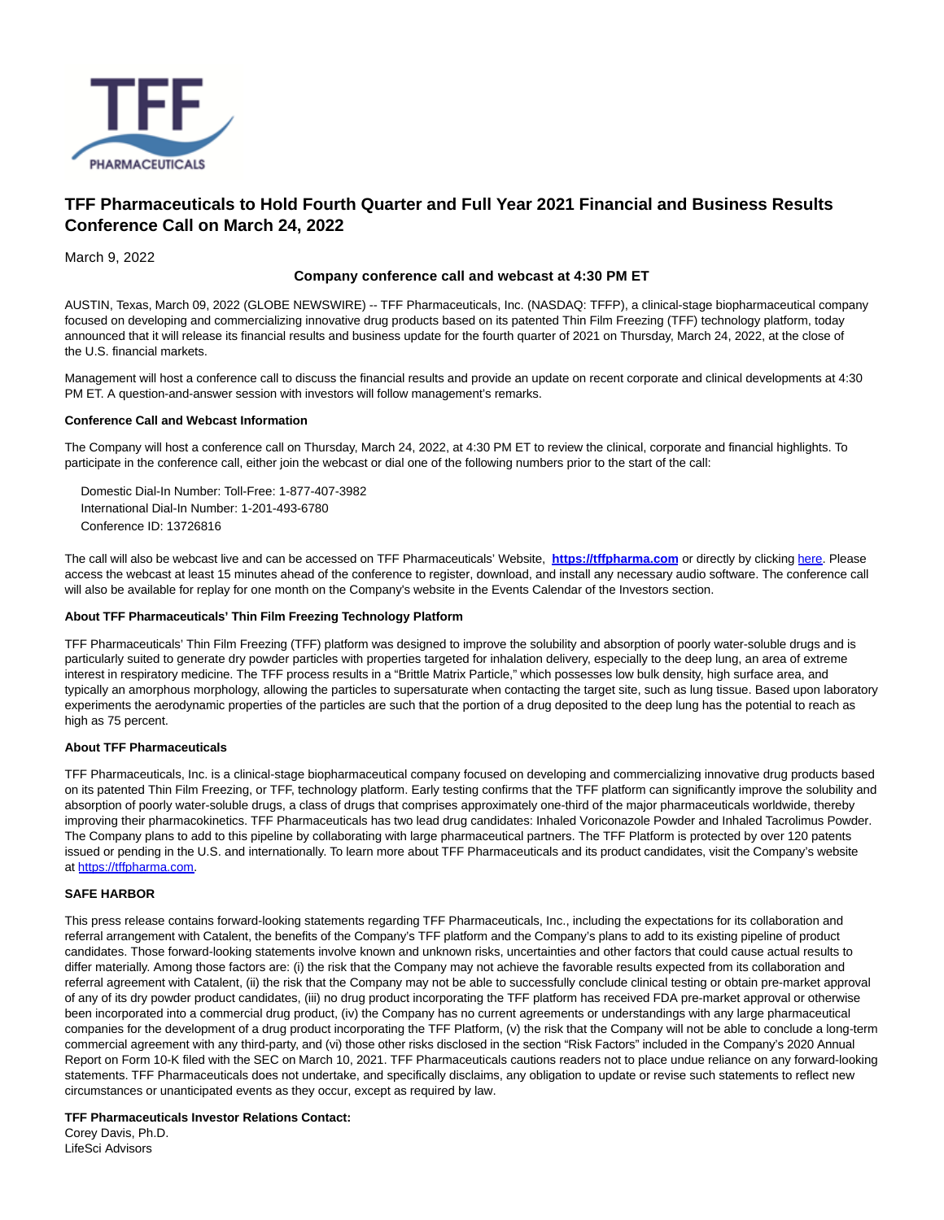# TFF Pharmaceuticals to Hold Fourth Quarter and Full Year 2021 Financial and Business Results Conference Call on March 24, 2022

March 9, 2022

**Company conference call and webcast at 4:30 PM ET**

AUSTIN, Texas, March 09, 2022 (GLOBE NEWSWIRE) -- TFF Pharmaceuticals, Inc. (NASDAQ: TFFP), a clinical-stage biopharmaceutical company focused on developing and commercializing innovative drug products based on its patented Thin Film Freezing (TFF) technology platform, today announced that it will release its financial results and business update for the fourth quarter of 2021 on Thursday, March 24, 2022, at the close of the U.S. financial markets.

Management will host a conference call to discuss the financial results and provide an update on recent corporate and clinical developments at 4:30 PM ET. A question-and-answer session with investors will follow management's remarks.

**Conference Call and Webcast Information**

The Company will host a conference call on Thursday, March 24, 2022, at 4:30 PM ET to review the clinical, corporate and financial highlights. To participate in the conference call, either join the webcast or dial one of the following numbers prior to the start of the call:

Domestic Dial-In Number: Toll-Free: 1-877-407-3982
International Dial-In Number: 1-201-493-6780
Conference ID: 13726816

The call will also be webcast live and can be accessed on TFF Pharmaceuticals' Website, **https://tffpharma.com** or directly by clicking here. Please access the webcast at least 15 minutes ahead of the conference to register, download, and install any necessary audio software. The conference call will also be available for replay for one month on the Company's website in the Events Calendar of the Investors section.

**About TFF Pharmaceuticals' Thin Film Freezing Technology Platform**

TFF Pharmaceuticals' Thin Film Freezing (TFF) platform was designed to improve the solubility and absorption of poorly water-soluble drugs and is particularly suited to generate dry powder particles with properties targeted for inhalation delivery, especially to the deep lung, an area of extreme interest in respiratory medicine. The TFF process results in a "Brittle Matrix Particle," which possesses low bulk density, high surface area, and typically an amorphous morphology, allowing the particles to supersaturate when contacting the target site, such as lung tissue. Based upon laboratory experiments the aerodynamic properties of the particles are such that the portion of a drug deposited to the deep lung has the potential to reach as high as 75 percent.

**About TFF Pharmaceuticals**

TFF Pharmaceuticals, Inc. is a clinical-stage biopharmaceutical company focused on developing and commercializing innovative drug products based on its patented Thin Film Freezing, or TFF, technology platform. Early testing confirms that the TFF platform can significantly improve the solubility and absorption of poorly water-soluble drugs, a class of drugs that comprises approximately one-third of the major pharmaceuticals worldwide, thereby improving their pharmacokinetics. TFF Pharmaceuticals has two lead drug candidates: Inhaled Voriconazole Powder and Inhaled Tacrolimus Powder. The Company plans to add to this pipeline by collaborating with large pharmaceutical partners. The TFF Platform is protected by over 120 patents issued or pending in the U.S. and internationally. To learn more about TFF Pharmaceuticals and its product candidates, visit the Company's website at https://tffpharma.com.

**SAFE HARBOR**

This press release contains forward-looking statements regarding TFF Pharmaceuticals, Inc., including the expectations for its collaboration and referral arrangement with Catalent, the benefits of the Company's TFF platform and the Company's plans to add to its existing pipeline of product candidates. Those forward-looking statements involve known and unknown risks, uncertainties and other factors that could cause actual results to differ materially. Among those factors are: (i) the risk that the Company may not achieve the favorable results expected from its collaboration and referral agreement with Catalent, (ii) the risk that the Company may not be able to successfully conclude clinical testing or obtain pre-market approval of any of its dry powder product candidates, (iii) no drug product incorporating the TFF platform has received FDA pre-market approval or otherwise been incorporated into a commercial drug product, (iv) the Company has no current agreements or understandings with any large pharmaceutical companies for the development of a drug product incorporating the TFF Platform, (v) the risk that the Company will not be able to conclude a long-term commercial agreement with any third-party, and (vi) those other risks disclosed in the section "Risk Factors" included in the Company's 2020 Annual Report on Form 10-K filed with the SEC on March 10, 2021. TFF Pharmaceuticals cautions readers not to place undue reliance on any forward-looking statements. TFF Pharmaceuticals does not undertake, and specifically disclaims, any obligation to update or revise such statements to reflect new circumstances or unanticipated events as they occur, except as required by law.

**TFF Pharmaceuticals Investor Relations Contact:**
Corey Davis, Ph.D.
LifeSci Advisors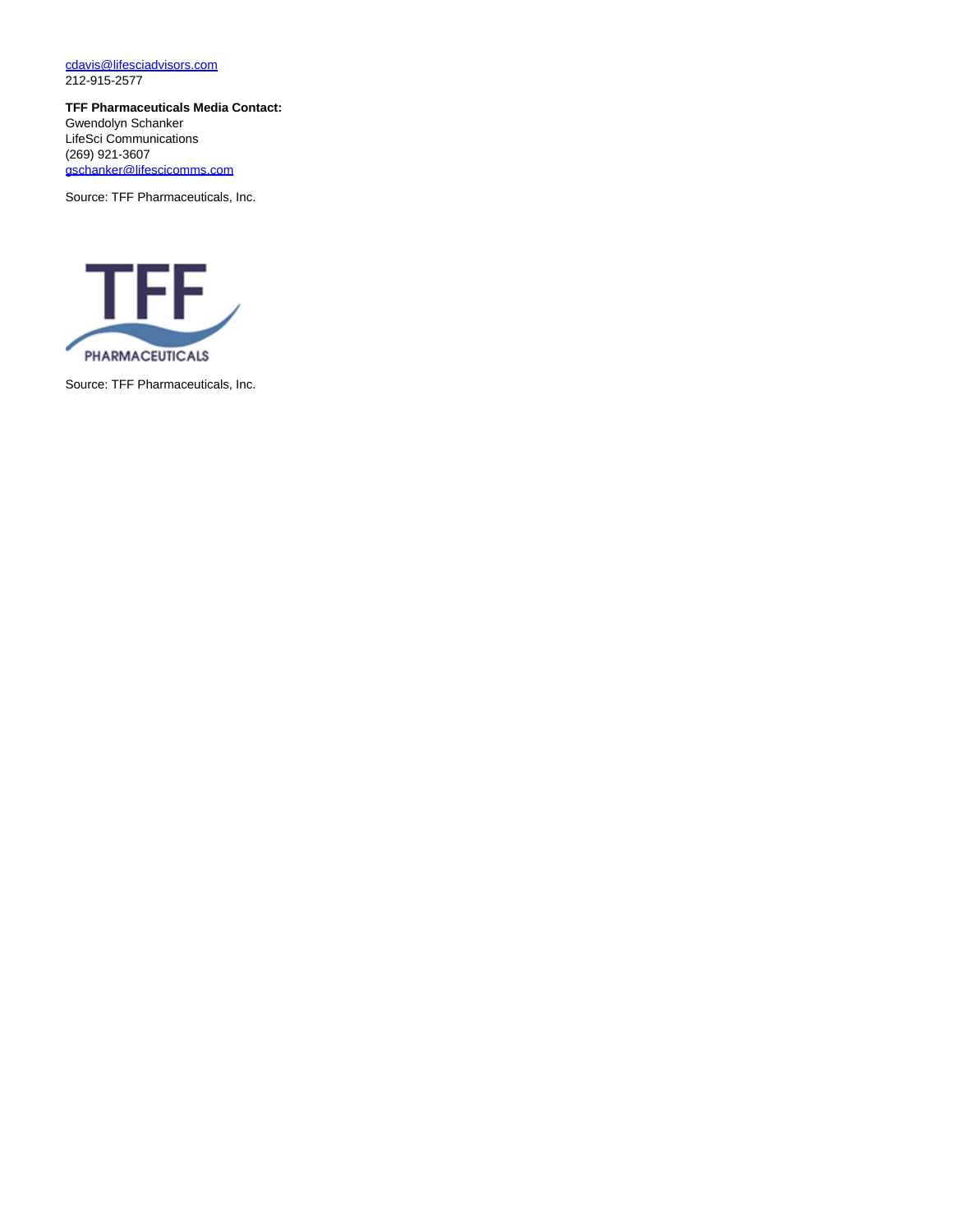cdavis@lifesciadvisors.com
212-915-2577

**TFF Pharmaceuticals Media Contact:**
Gwendolyn Schanker
LifeSci Communications
(269) 921-3607
gschanker@lifescicomms.com

Source: TFF Pharmaceuticals, Inc.

Source: TFF Pharmaceuticals, Inc.